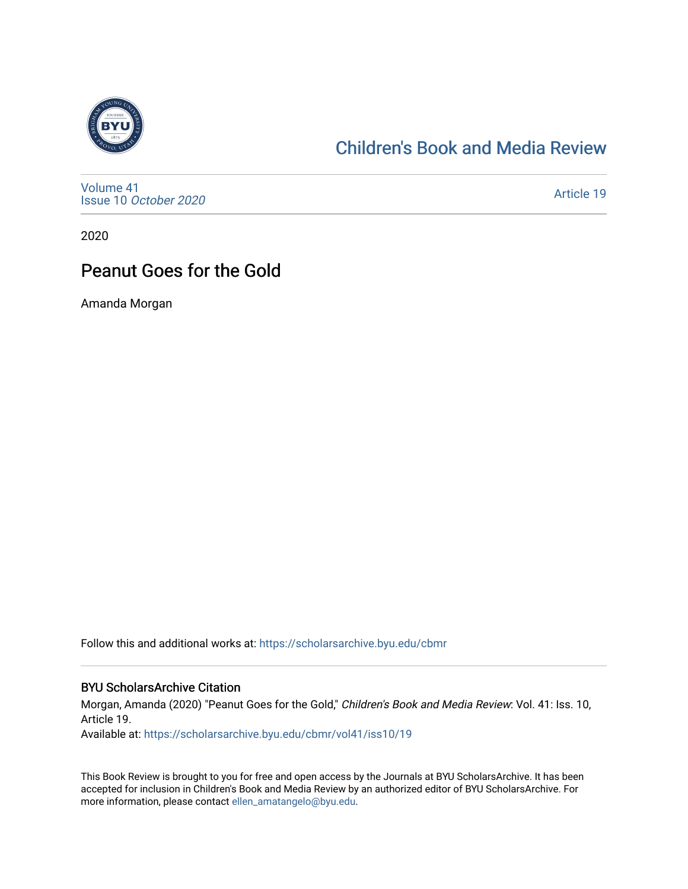# Children's Book and Media Review

Volume 41
Issue 10 *October 2020*

Article 19

2020

## Peanut Goes for the Gold

Amanda Morgan

Follow this and additional works at: https://scholarsarchive.byu.edu/cbmr

### BYU ScholarsArchive Citation

Morgan, Amanda (2020) "Peanut Goes for the Gold," *Children's Book and Media Review*: Vol. 41: Iss. 10, Article 19.
Available at: https://scholarsarchive.byu.edu/cbmr/vol41/iss10/19

This Book Review is brought to you for free and open access by the Journals at BYU ScholarsArchive. It has been accepted for inclusion in Children's Book and Media Review by an authorized editor of BYU ScholarsArchive. For more information, please contact ellen_amatangelo@byu.edu.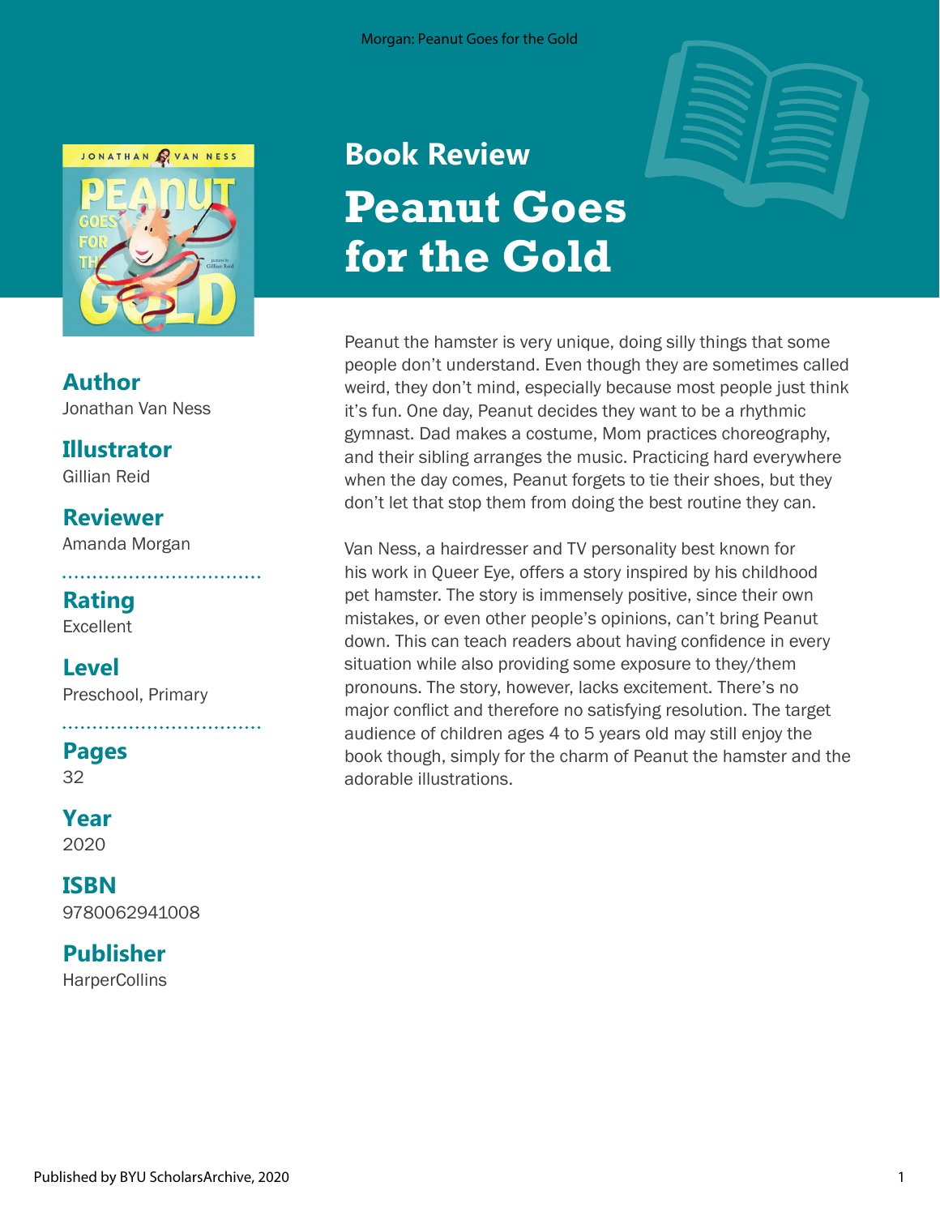# Book Review

## Peanut Goes for the Gold

### Author
Jonathan Van Ness

### Illustrator
Gillian Reid

### Reviewer
Amanda Morgan

### Rating
Excellent

### Level
Preschool, Primary

### Pages
32

### Year
2020

### ISBN
9780062941008

### Publisher
HarperCollins

Peanut the hamster is very unique, doing silly things that some people don't understand. Even though they are sometimes called weird, they don't mind, especially because most people just think it's fun. One day, Peanut decides they want to be a rhythmic gymnast. Dad makes a costume, Mom practices choreography, and their sibling arranges the music. Practicing hard everywhere when the day comes, Peanut forgets to tie their shoes, but they don't let that stop them from doing the best routine they can.

Van Ness, a hairdresser and TV personality best known for his work in Queer Eye, offers a story inspired by his childhood pet hamster. The story is immensely positive, since their own mistakes, or even other people's opinions, can't bring Peanut down. This can teach readers about having confidence in every situation while also providing some exposure to they/them pronouns. The story, however, lacks excitement. There's no major conflict and therefore no satisfying resolution. The target audience of children ages 4 to 5 years old may still enjoy the book though, simply for the charm of Peanut the hamster and the adorable illustrations.